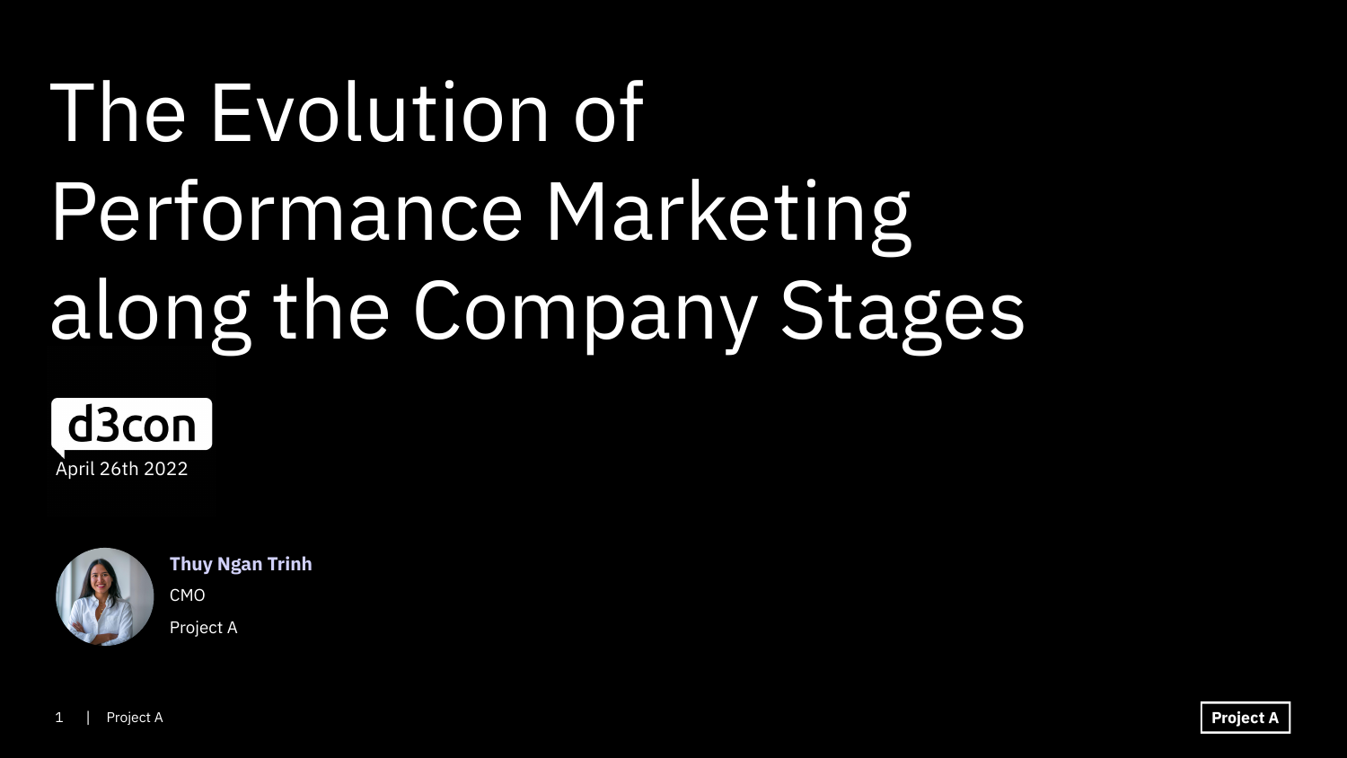# The Evolution of Performance Marketing along the Company Stages

d3con

April 26th 2022

**Thuy Ngan Trinh**

CMO

Project A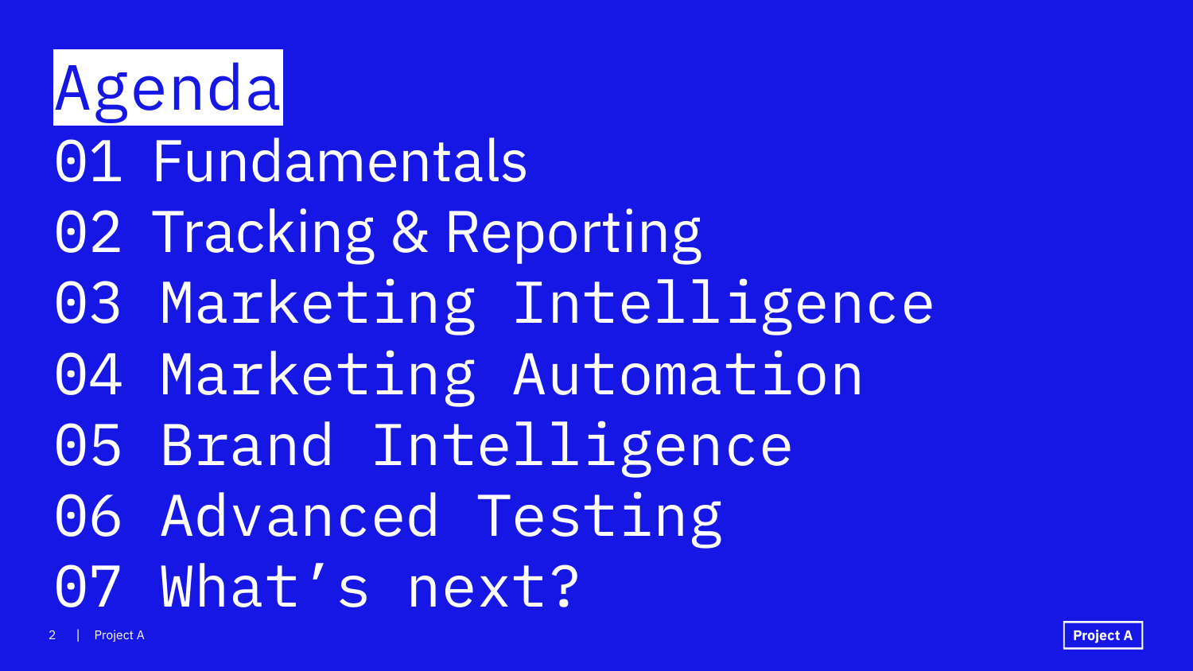# Agenda

01 Fundamentals

02 Tracking & Reporting

03 Marketing Intelligence

04 Marketing Automation

05 Brand Intelligence

06 Advanced Testing

07 What's next?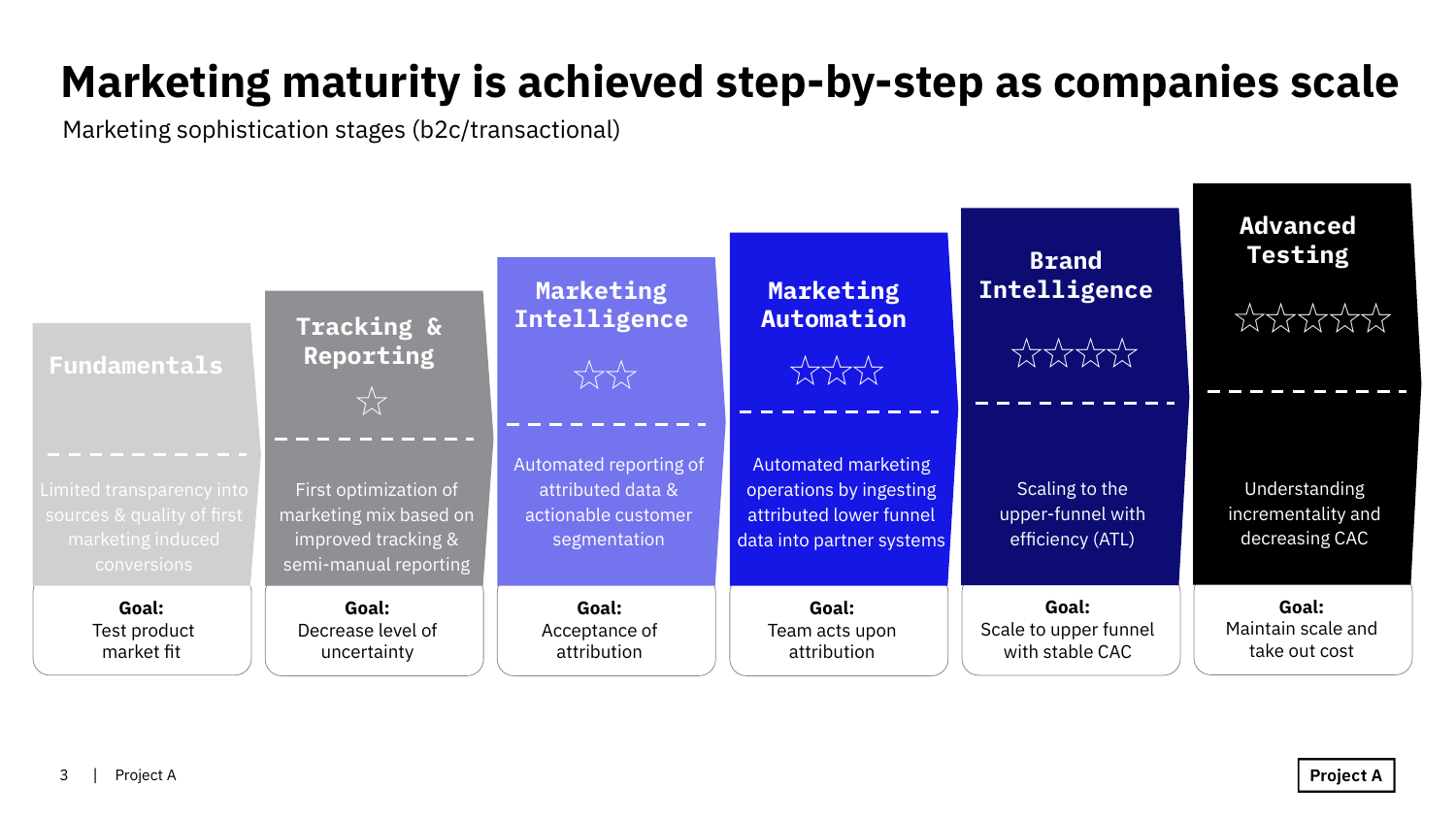# Marketing maturity is achieved step-by-step as companies scale

Marketing sophistication stages (b2c/transactional)

| Stage | Rating | Description | Goal |
|---|---|---|---|
| **Fundamentals** | | Limited transparency into sources & quality of first marketing induced conversions | Test product market fit |
| **Tracking & Reporting** | ☆ | First optimization of marketing mix based on improved tracking & semi-manual reporting | Decrease level of uncertainty |
| **Marketing Intelligence** | ☆☆ | Automated reporting of attributed data & actionable customer segmentation | Acceptance of attribution |
| **Marketing Automation** | ☆☆☆ | Automated marketing operations by ingesting attributed lower funnel data into partner systems | Team acts upon attribution |
| **Brand Intelligence** | ☆☆☆☆ | Scaling to the upper-funnel with efficiency (ATL) | Scale to upper funnel with stable CAC |
| **Advanced Testing** | ☆☆☆☆☆ | Understanding incrementality and decreasing CAC | Maintain scale and take out cost |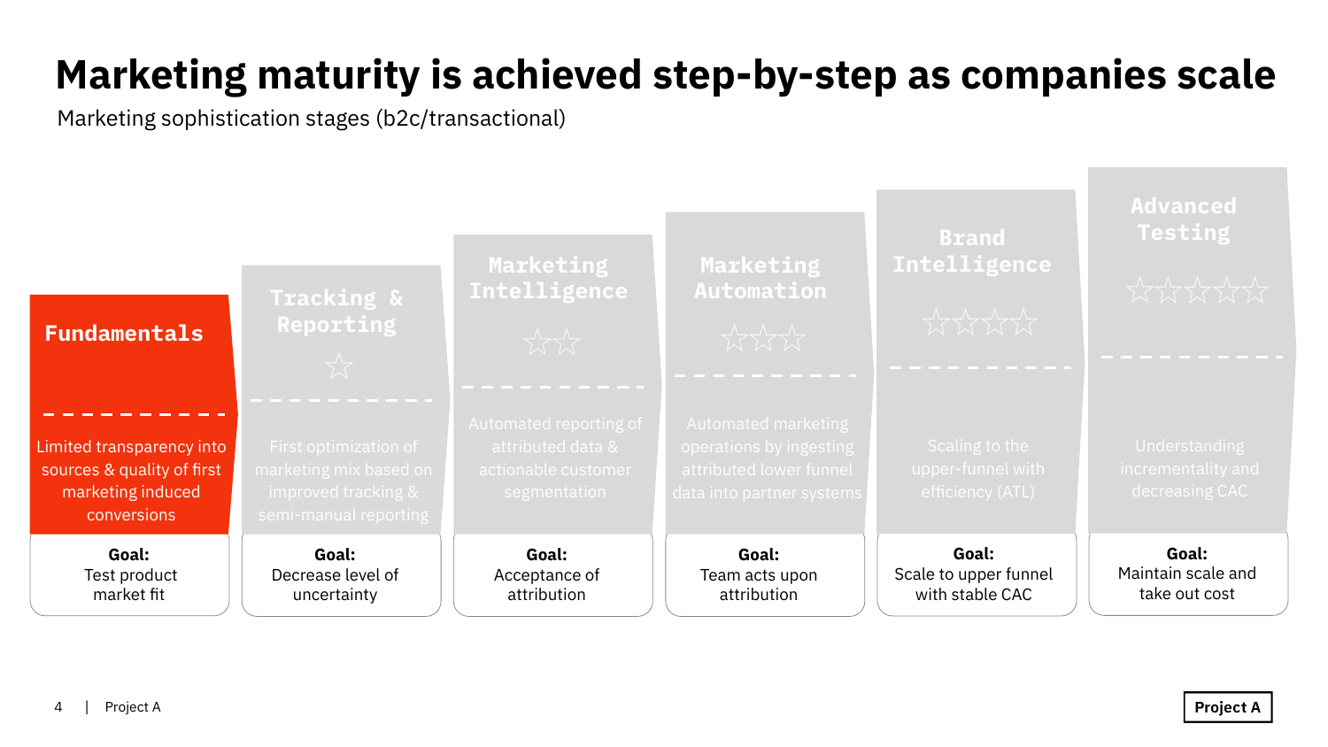# Marketing maturity is achieved step-by-step as companies scale

Marketing sophistication stages (b2c/transactional)

| Stage | Rating | Description | Goal |
|---|---|---|---|
| **Fundamentals** | | Limited transparency into sources & quality of first marketing induced conversions | **Goal:** Test product market fit |
| **Tracking & Reporting** | ☆ | First optimization of marketing mix based on improved tracking & semi-manual reporting | **Goal:** Decrease level of uncertainty |
| **Marketing Intelligence** | ☆☆ | Automated reporting of attributed data & actionable customer segmentation | **Goal:** Acceptance of attribution |
| **Marketing Automation** | ☆☆☆ | Automated marketing operations by ingesting attributed lower funnel data into partner systems | **Goal:** Team acts upon attribution |
| **Brand Intelligence** | ☆☆☆☆ | Scaling to the upper-funnel with efficiency (ATL) | **Goal:** Scale to upper funnel with stable CAC |
| **Advanced Testing** | ☆☆☆☆☆ | Understanding incrementality and decreasing CAC | **Goal:** Maintain scale and take out cost |

Project A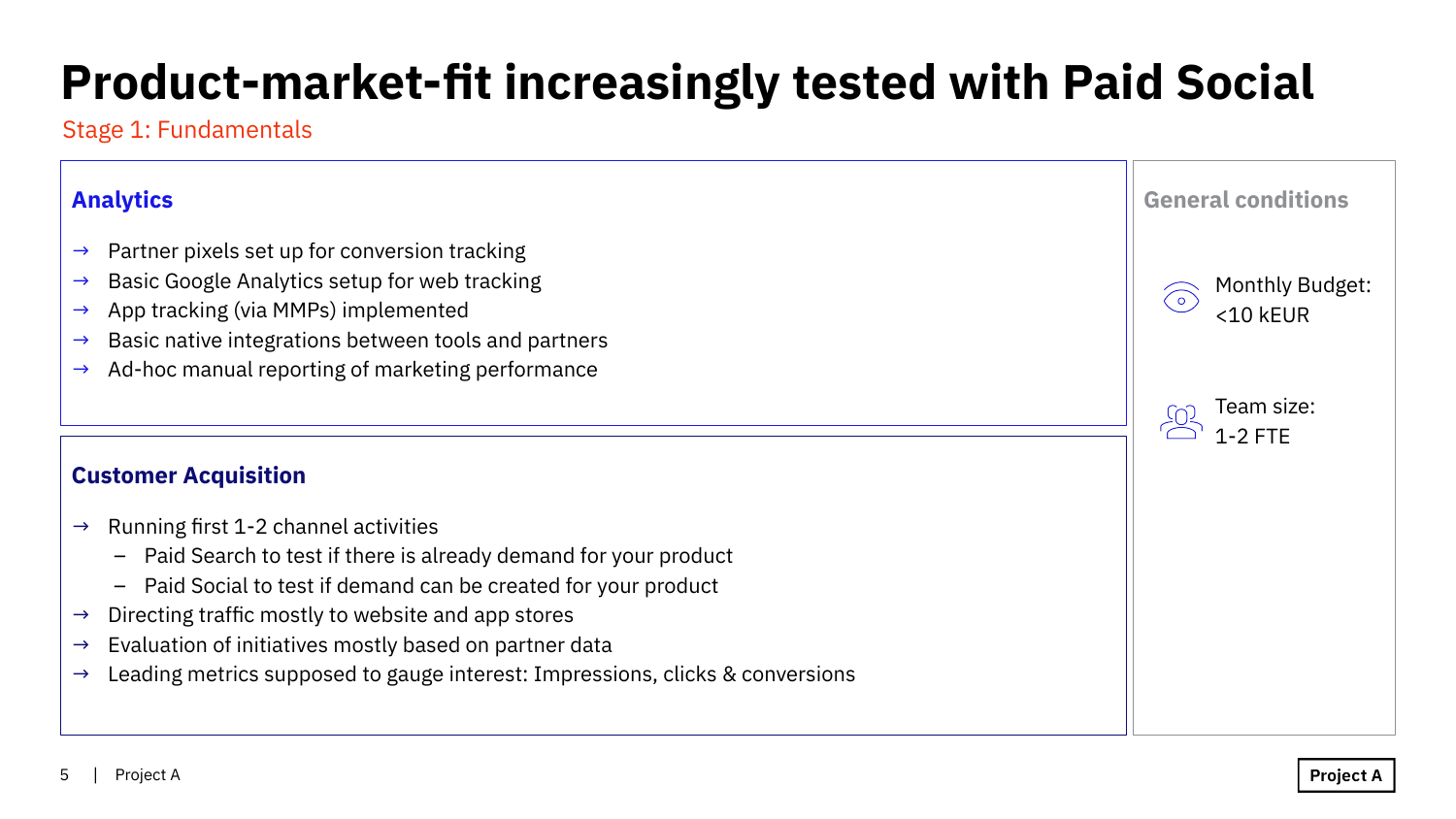# Product-market-fit increasingly tested with Paid Social

Stage 1: Fundamentals

## Analytics

- → Partner pixels set up for conversion tracking
- → Basic Google Analytics setup for web tracking
- → App tracking (via MMPs) implemented
- → Basic native integrations between tools and partners
- → Ad-hoc manual reporting of marketing performance

## Customer Acquisition

- → Running first 1-2 channel activities
  - – Paid Search to test if there is already demand for your product
  - – Paid Social to test if demand can be created for your product
- → Directing traffic mostly to website and app stores
- → Evaluation of initiatives mostly based on partner data
- → Leading metrics supposed to gauge interest: Impressions, clicks & conversions

## General conditions

Monthly Budget: <10 kEUR

Team size: 1-2 FTE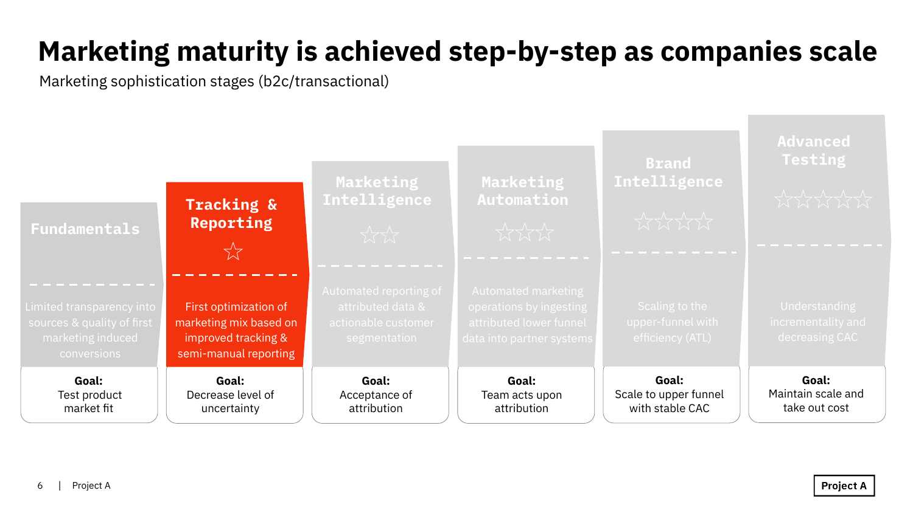# Marketing maturity is achieved step-by-step as companies scale

Marketing sophistication stages (b2c/transactional)

| Stage | Stars | Description | Goal |
| --- | --- | --- | --- |
| **Fundamentals** | | Limited transparency into sources & quality of first marketing induced conversions | **Goal:** Test product market fit |
| **Tracking & Reporting** | ☆ | First optimization of marketing mix based on improved tracking & semi-manual reporting | **Goal:** Decrease level of uncertainty |
| **Marketing Intelligence** | ☆☆ | Automated reporting of attributed data & actionable customer segmentation | **Goal:** Acceptance of attribution |
| **Marketing Automation** | ☆☆☆ | Automated marketing operations by ingesting attributed lower funnel data into partner systems | **Goal:** Team acts upon attribution |
| **Brand Intelligence** | ☆☆☆☆ | Scaling to the upper-funnel with efficiency (ATL) | **Goal:** Scale to upper funnel with stable CAC |
| **Advanced Testing** | ☆☆☆☆☆ | Understanding incrementality and decreasing CAC | **Goal:** Maintain scale and take out cost |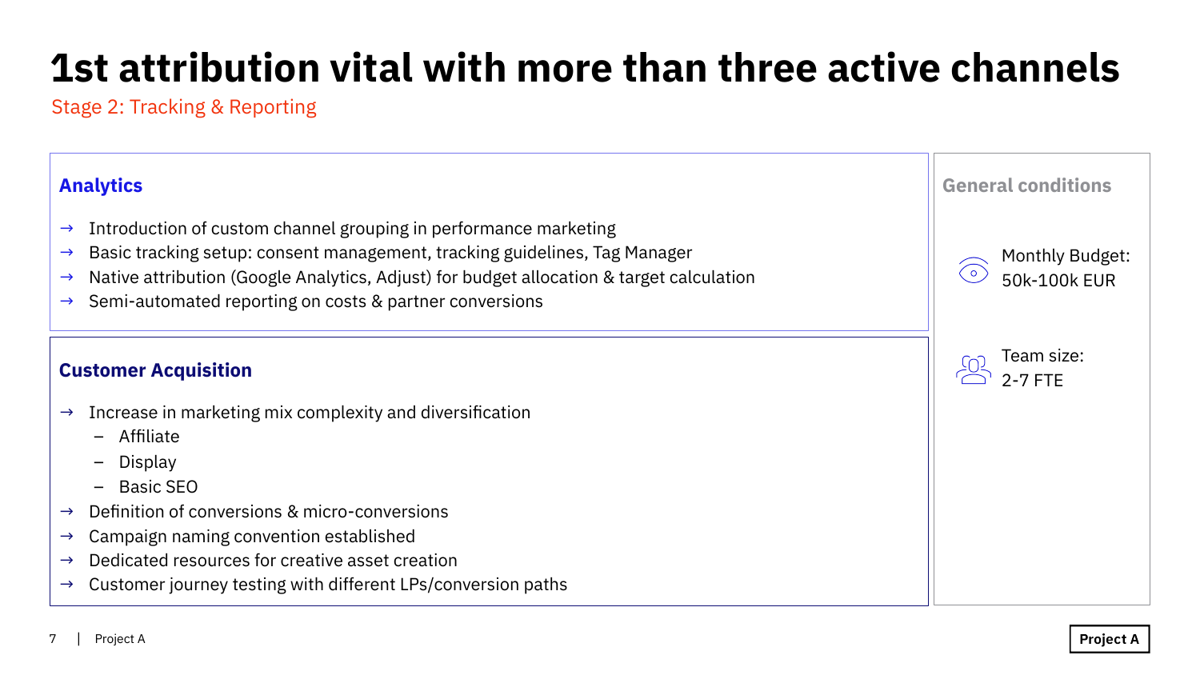# 1st attribution vital with more than three active channels

Stage 2: Tracking & Reporting

## Analytics

→ Introduction of custom channel grouping in performance marketing
→ Basic tracking setup: consent management, tracking guidelines, Tag Manager
→ Native attribution (Google Analytics, Adjust) for budget allocation & target calculation
→ Semi-automated reporting on costs & partner conversions

## Customer Acquisition

→ Increase in marketing mix complexity and diversification
  - Affiliate
  - Display
  - Basic SEO

→ Definition of conversions & micro-conversions
→ Campaign naming convention established
→ Dedicated resources for creative asset creation
→ Customer journey testing with different LPs/conversion paths

## General conditions

Monthly Budget: 50k-100k EUR

Team size: 2-7 FTE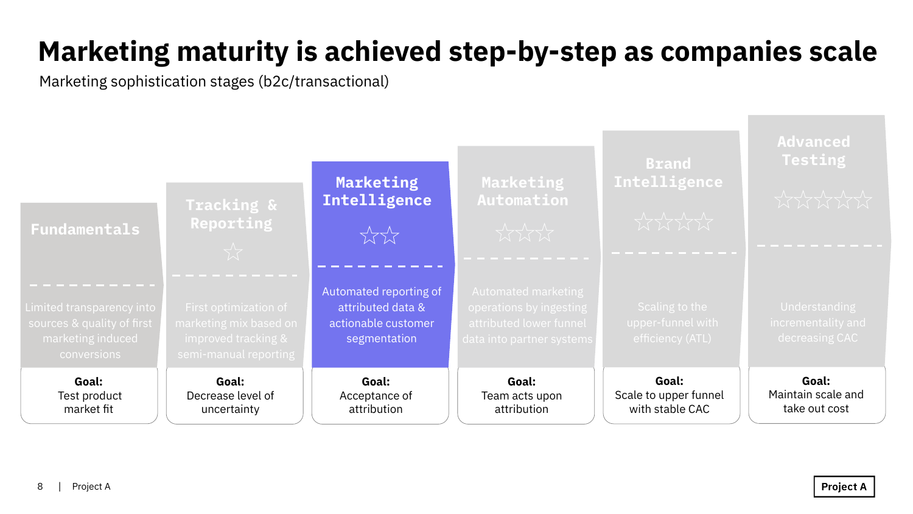# Marketing maturity is achieved step-by-step as companies scale

Marketing sophistication stages (b2c/transactional)

| Stage | Rating | Description | Goal |
|---|---|---|---|
| **Fundamentals** | | Limited transparency into sources & quality of first marketing induced conversions | **Goal:** Test product market fit |
| **Tracking & Reporting** | ☆ | First optimization of marketing mix based on improved tracking & semi-manual reporting | **Goal:** Decrease level of uncertainty |
| **Marketing Intelligence** | ☆☆ | Automated reporting of attributed data & actionable customer segmentation | **Goal:** Acceptance of attribution |
| **Marketing Automation** | ☆☆☆ | Automated marketing operations by ingesting attributed lower funnel data into partner systems | **Goal:** Team acts upon attribution |
| **Brand Intelligence** | ☆☆☆☆ | Scaling to the upper-funnel with efficiency (ATL) | **Goal:** Scale to upper funnel with stable CAC |
| **Advanced Testing** | ☆☆☆☆☆ | Understanding incrementality and decreasing CAC | **Goal:** Maintain scale and take out cost |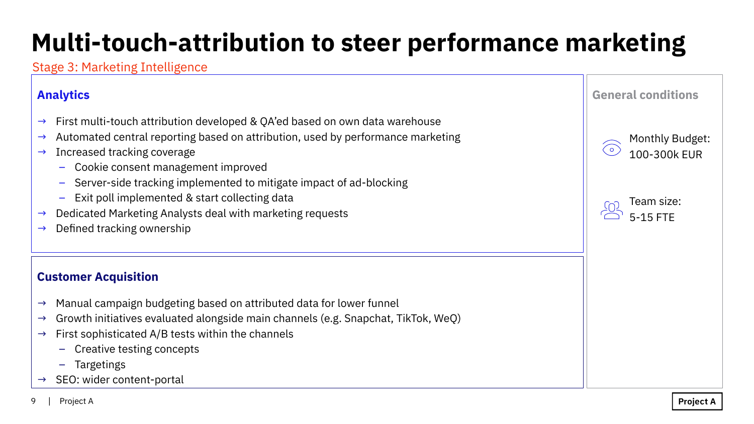# Multi-touch-attribution to steer performance marketing

Stage 3: Marketing Intelligence

## Analytics

- → First multi-touch attribution developed & QA'ed based on own data warehouse
- → Automated central reporting based on attribution, used by performance marketing
- → Increased tracking coverage
  - – Cookie consent management improved
  - – Server-side tracking implemented to mitigate impact of ad-blocking
  - – Exit poll implemented & start collecting data
- → Dedicated Marketing Analysts deal with marketing requests
- → Defined tracking ownership

## Customer Acquisition

- → Manual campaign budgeting based on attributed data for lower funnel
- → Growth initiatives evaluated alongside main channels (e.g. Snapchat, TikTok, WeQ)
- → First sophisticated A/B tests within the channels
  - – Creative testing concepts
  - – Targetings
- → SEO: wider content-portal

## General conditions

Monthly Budget: 100-300k EUR

Team size: 5-15 FTE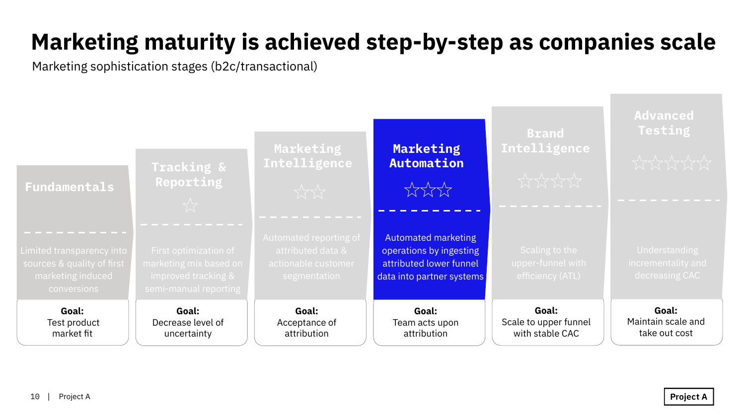# Marketing maturity is achieved step-by-step as companies scale

Marketing sophistication stages (b2c/transactional)

| Stage | Rating | Description | Goal |
| --- | --- | --- | --- |
| Fundamentals | | Limited transparency into sources & quality of first marketing induced conversions | Test product market fit |
| Tracking & Reporting | ☆ | First optimization of marketing mix based on improved tracking & semi-manual reporting | Decrease level of uncertainty |
| Marketing Intelligence | ☆☆ | Automated reporting of attributed data & actionable customer segmentation | Acceptance of attribution |
| **Marketing Automation** | ☆☆☆ | Automated marketing operations by ingesting attributed lower funnel data into partner systems | Team acts upon attribution |
| Brand Intelligence | ☆☆☆☆ | Scaling to the upper-funnel with efficiency (ATL) | Scale to upper funnel with stable CAC |
| Advanced Testing | ☆☆☆☆☆ | Understanding incrementality and decreasing CAC | Maintain scale and take out cost |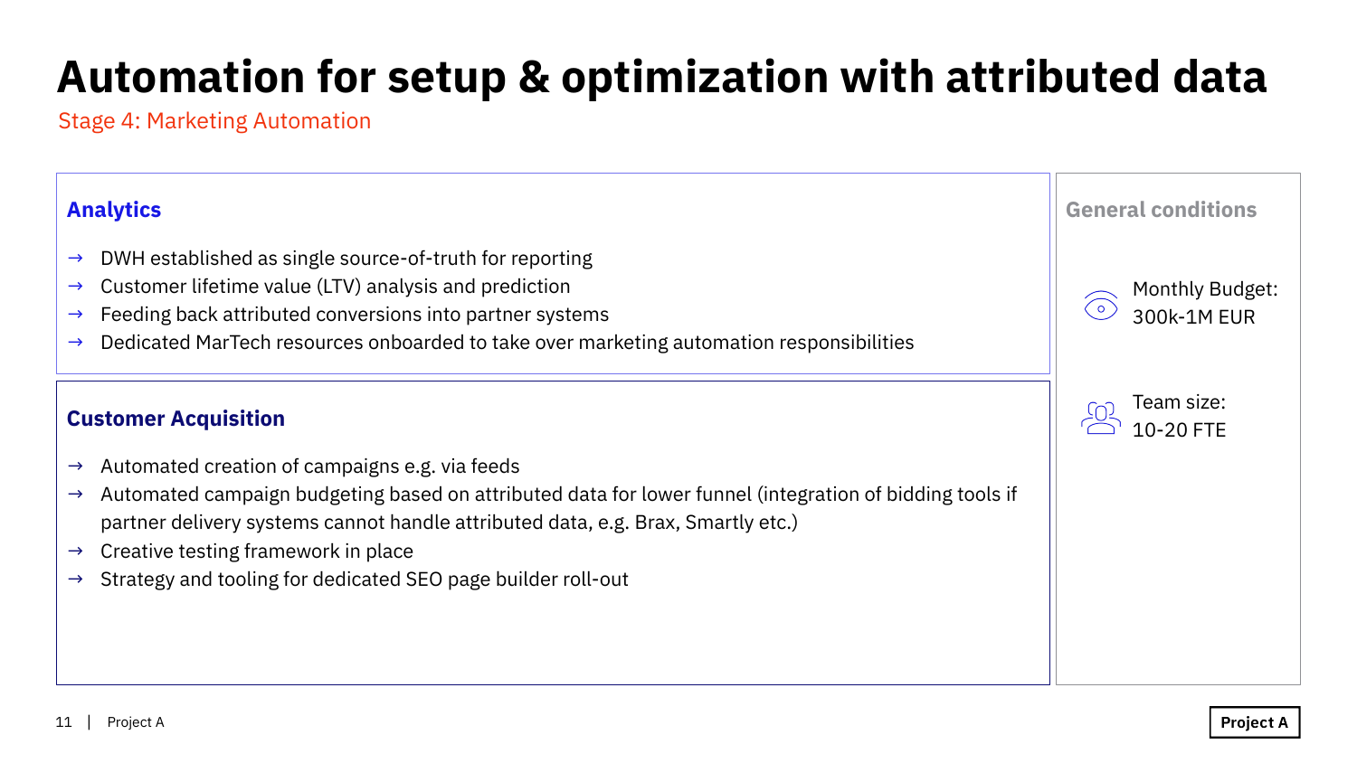# Automation for setup & optimization with attributed data

Stage 4: Marketing Automation

## Analytics

- → DWH established as single source-of-truth for reporting
- → Customer lifetime value (LTV) analysis and prediction
- → Feeding back attributed conversions into partner systems
- → Dedicated MarTech resources onboarded to take over marketing automation responsibilities

## Customer Acquisition

- → Automated creation of campaigns e.g. via feeds
- → Automated campaign budgeting based on attributed data for lower funnel (integration of bidding tools if partner delivery systems cannot handle attributed data, e.g. Brax, Smartly etc.)
- → Creative testing framework in place
- → Strategy and tooling for dedicated SEO page builder roll-out

## General conditions

Monthly Budget: 300k-1M EUR

Team size: 10-20 FTE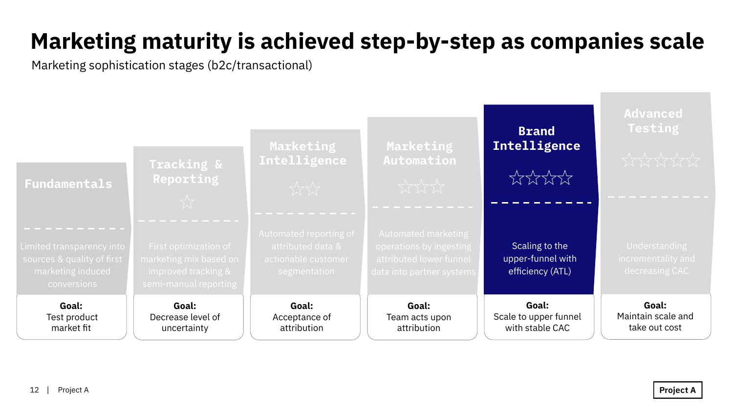# Marketing maturity is achieved step-by-step as companies scale

Marketing sophistication stages (b2c/transactional)

| Stage | Rating | Description | Goal |
|---|---|---|---|
| Fundamentals | | Limited transparency into sources & quality of first marketing induced conversions | Test product market fit |
| Tracking & Reporting | ☆ | First optimization of marketing mix based on improved tracking & semi-manual reporting | Decrease level of uncertainty |
| Marketing Intelligence | ☆☆ | Automated reporting of attributed data & actionable customer segmentation | Acceptance of attribution |
| Marketing Automation | ☆☆☆ | Automated marketing operations by ingesting attributed lower funnel data into partner systems | Team acts upon attribution |
| **Brand Intelligence** | ☆☆☆☆ | Scaling to the upper-funnel with efficiency (ATL) | Scale to upper funnel with stable CAC |
| Advanced Testing | ☆☆☆☆☆ | Understanding incrementality and decreasing CAC | Maintain scale and take out cost |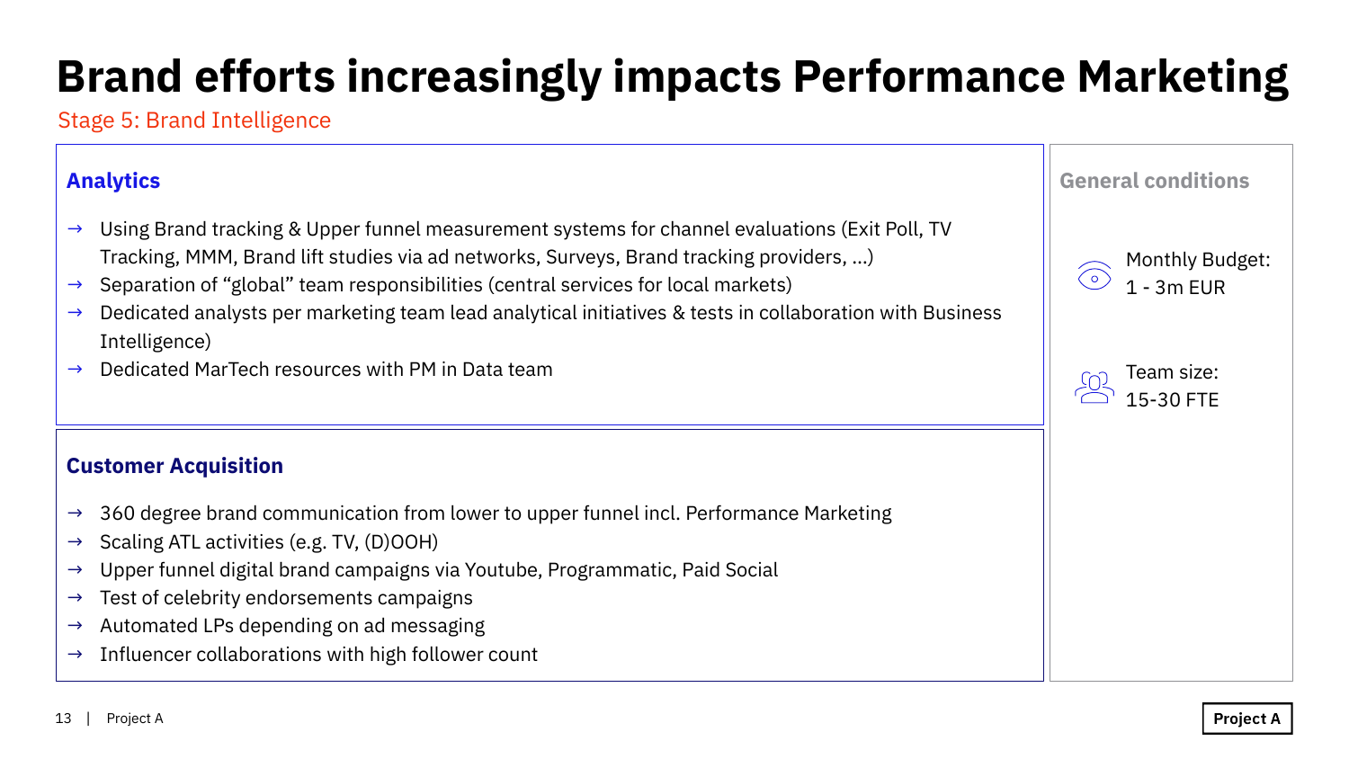# Brand efforts increasingly impacts Performance Marketing

Stage 5: Brand Intelligence

## Analytics

- → Using Brand tracking & Upper funnel measurement systems for channel evaluations (Exit Poll, TV Tracking, MMM, Brand lift studies via ad networks, Surveys, Brand tracking providers, ...)
- → Separation of "global" team responsibilities (central services for local markets)
- → Dedicated analysts per marketing team lead analytical initiatives & tests in collaboration with Business Intelligence)
- → Dedicated MarTech resources with PM in Data team

## Customer Acquisition

- → 360 degree brand communication from lower to upper funnel incl. Performance Marketing
- → Scaling ATL activities (e.g. TV, (D)OOH)
- → Upper funnel digital brand campaigns via Youtube, Programmatic, Paid Social
- → Test of celebrity endorsements campaigns
- → Automated LPs depending on ad messaging
- → Influencer collaborations with high follower count

## General conditions

Monthly Budget: 1 - 3m EUR

Team size: 15-30 FTE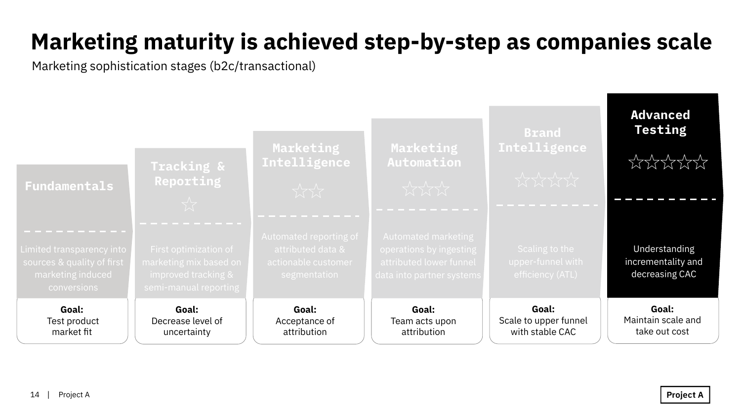# Marketing maturity is achieved step-by-step as companies scale

Marketing sophistication stages (b2c/transactional)

| Fundamentals | Tracking & Reporting ☆ | Marketing Intelligence ☆☆ | Marketing Automation ☆☆☆ | Brand Intelligence ☆☆☆☆ | Advanced Testing ☆☆☆☆☆ |
| --- | --- | --- | --- | --- | --- |
| Limited transparency into sources & quality of first marketing induced conversions | First optimization of marketing mix based on improved tracking & semi-manual reporting | Automated reporting of attributed data & actionable customer segmentation | Automated marketing operations by ingesting attributed lower funnel data into partner systems | Scaling to the upper-funnel with efficiency (ATL) | Understanding incrementality and decreasing CAC |
| **Goal:** Test product market fit | **Goal:** Decrease level of uncertainty | **Goal:** Acceptance of attribution | **Goal:** Team acts upon attribution | **Goal:** Scale to upper funnel with stable CAC | **Goal:** Maintain scale and take out cost |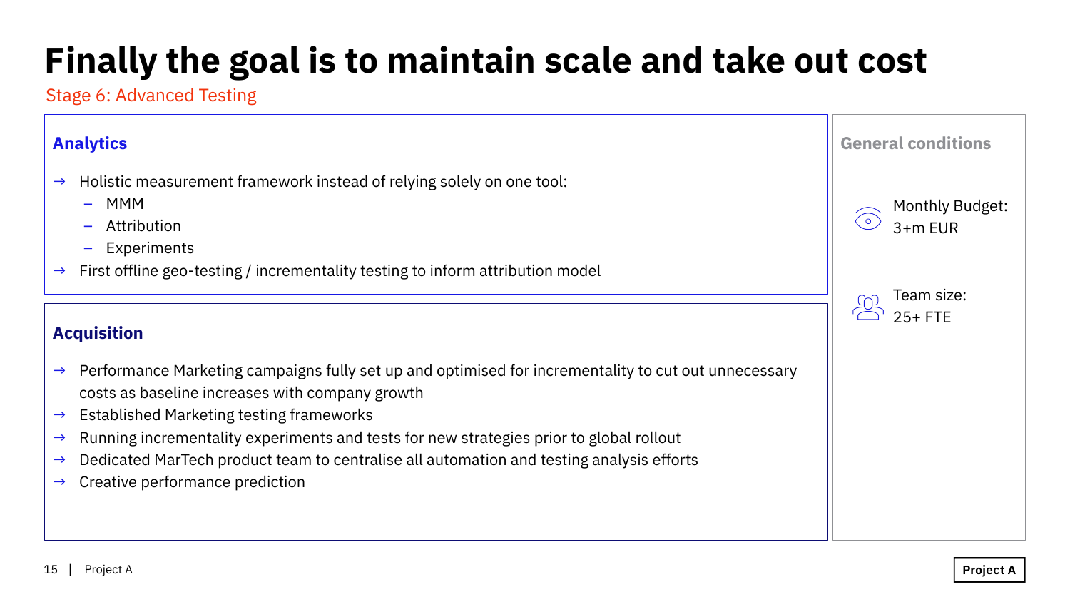# Finally the goal is to maintain scale and take out cost

Stage 6: Advanced Testing

## Analytics

- → Holistic measurement framework instead of relying solely on one tool:
  - MMM
  - Attribution
  - Experiments
- → First offline geo-testing / incrementality testing to inform attribution model

## Acquisition

- → Performance Marketing campaigns fully set up and optimised for incrementality to cut out unnecessary costs as baseline increases with company growth
- → Established Marketing testing frameworks
- → Running incrementality experiments and tests for new strategies prior to global rollout
- → Dedicated MarTech product team to centralise all automation and testing analysis efforts
- → Creative performance prediction

## General conditions

Monthly Budget: 3+m EUR

Team size: 25+ FTE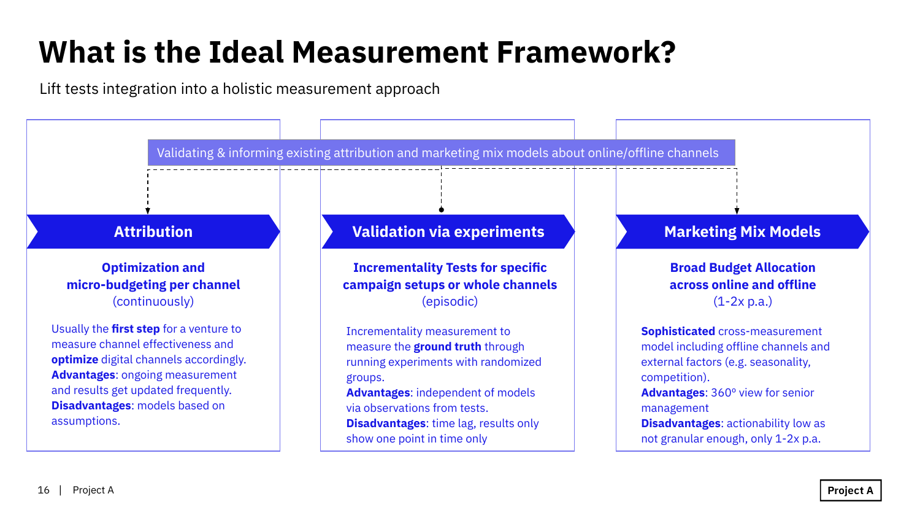# What is the Ideal Measurement Framework?

Lift tests integration into a holistic measurement approach

Validating & informing existing attribution and marketing mix models about online/offline channels

## Attribution

**Optimization and micro-budgeting per channel**
(continuously)

Usually the **first step** for a venture to measure channel effectiveness and **optimize** digital channels accordingly.
**Advantages**: ongoing measurement and results get updated frequently.
**Disadvantages**: models based on assumptions.

## Validation via experiments

**Incrementality Tests for specific campaign setups or whole channels**
(episodic)

Incrementality measurement to measure the **ground truth** through running experiments with randomized groups.
**Advantages**: independent of models via observations from tests.
**Disadvantages**: time lag, results only show one point in time only

## Marketing Mix Models

**Broad Budget Allocation across online and offline**
(1-2x p.a.)

**Sophisticated** cross-measurement model including offline channels and external factors (e.g. seasonality, competition).
**Advantages**: 360º view for senior management
**Disadvantages**: actionability low as not granular enough, only 1-2x p.a.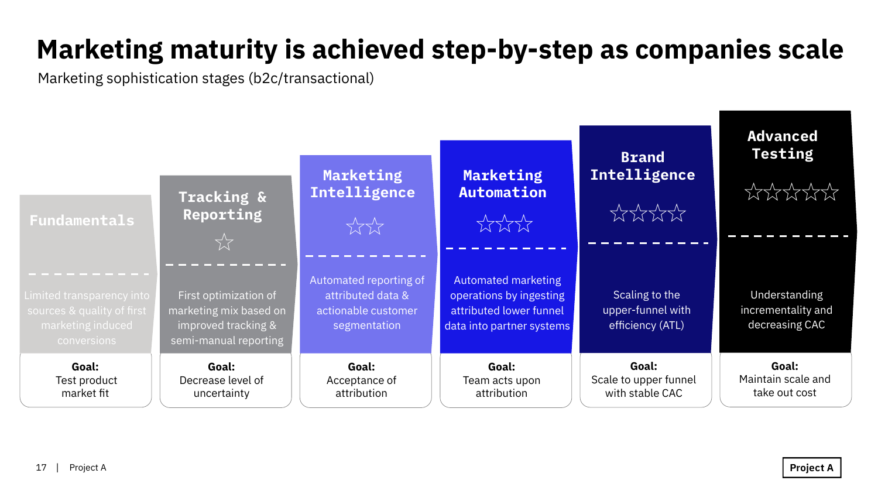# Marketing maturity is achieved step-by-step as companies scale

Marketing sophistication stages (b2c/transactional)

| Stage | Rating | Description | Goal |
|---|---|---|---|
| **Fundamentals** | | Limited transparency into sources & quality of first marketing induced conversions | Test product market fit |
| **Tracking & Reporting** | ☆ | First optimization of marketing mix based on improved tracking & semi-manual reporting | Decrease level of uncertainty |
| **Marketing Intelligence** | ☆☆ | Automated reporting of attributed data & actionable customer segmentation | Acceptance of attribution |
| **Marketing Automation** | ☆☆☆ | Automated marketing operations by ingesting attributed lower funnel data into partner systems | Team acts upon attribution |
| **Brand Intelligence** | ☆☆☆☆ | Scaling to the upper-funnel with efficiency (ATL) | Scale to upper funnel with stable CAC |
| **Advanced Testing** | ☆☆☆☆☆ | Understanding incrementality and decreasing CAC | Maintain scale and take out cost |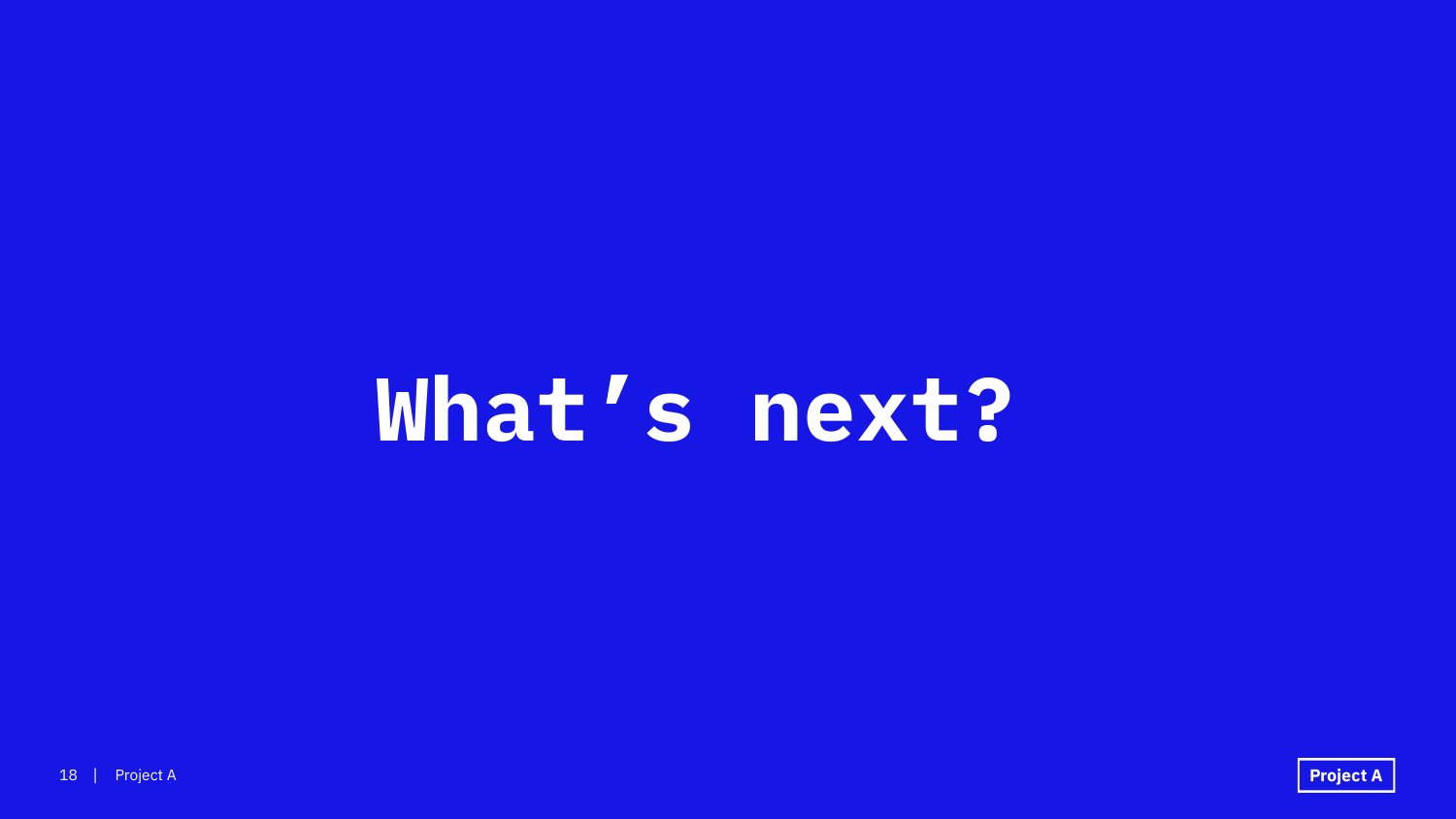# What’s next?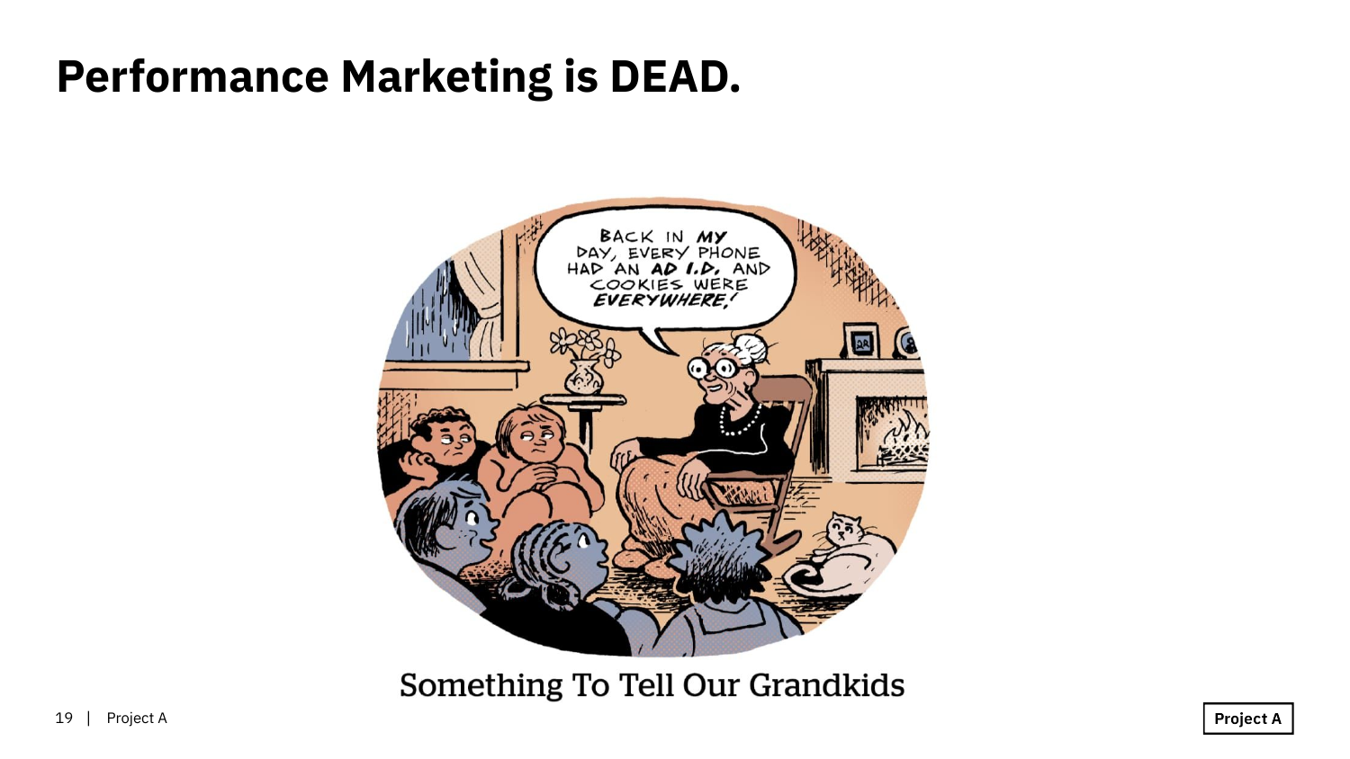# Performance Marketing is DEAD.

BACK IN MY DAY, EVERY PHONE HAD AN AD I.D. AND COOKIES WERE EVERYWHERE!

Something To Tell Our Grandkids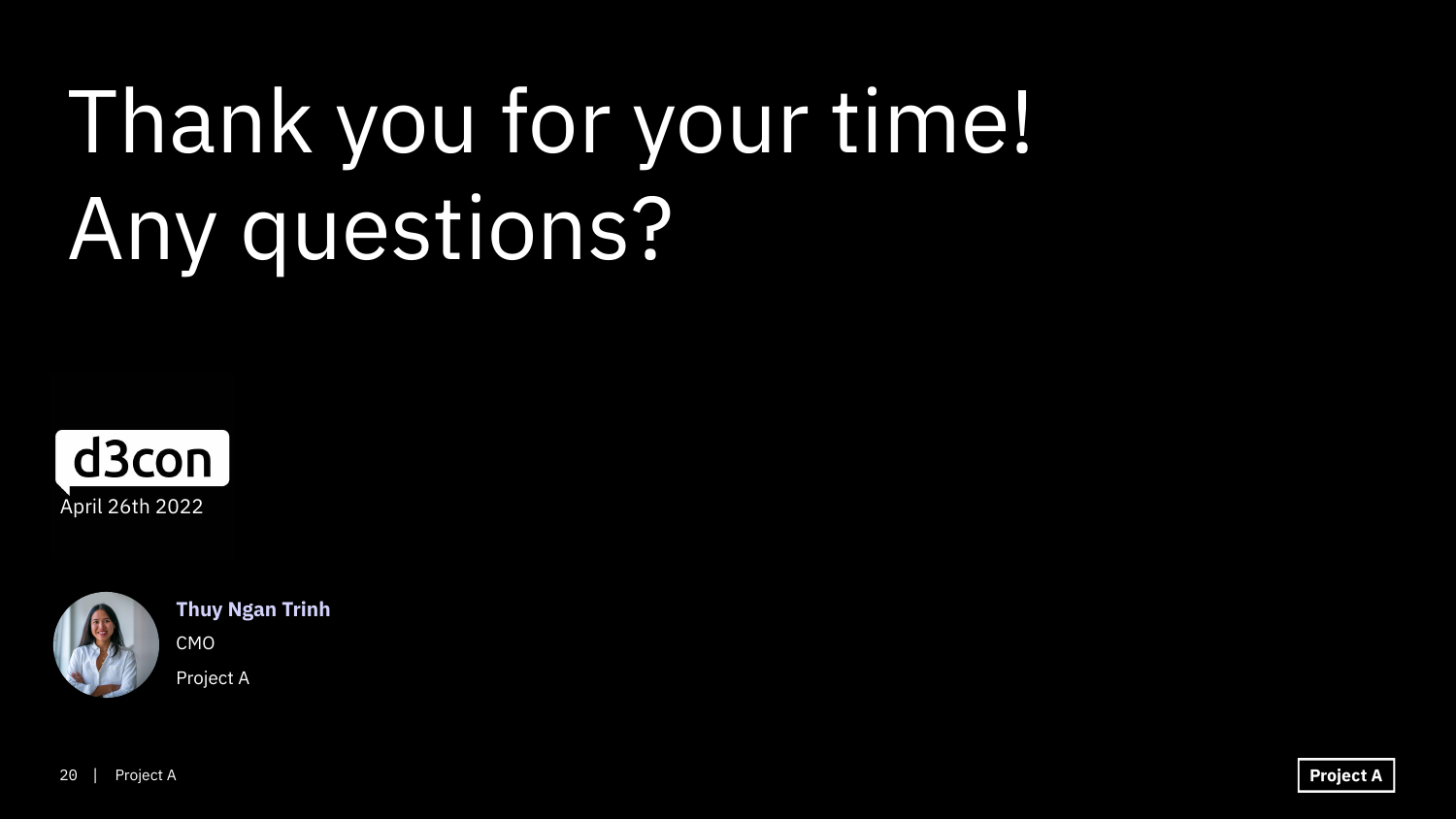# Thank you for your time! Any questions?

d3con

April 26th 2022

**Thuy Ngan Trinh**

CMO

Project A

**Project A**